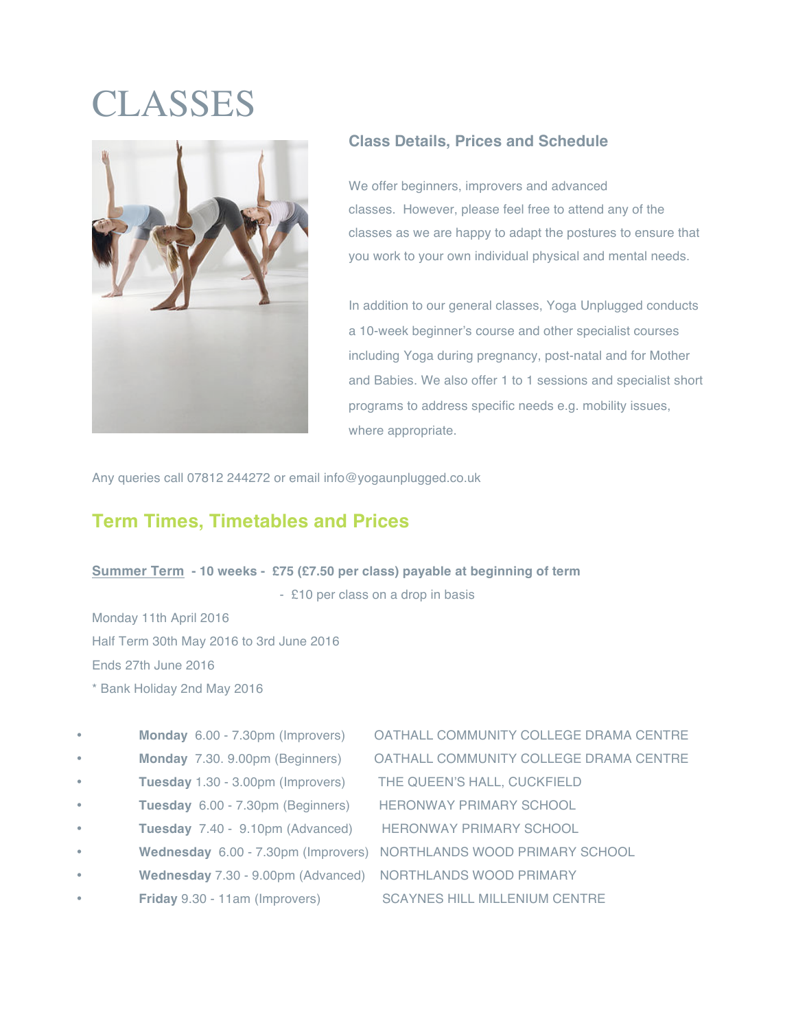# CLASSES

### Class Details, Prices and Schedule

We offer beginners, improvers and advanced classes. However, please feel free to attend any of the classes as we are happy to adapt the postures to ensure that you work to your own individual physical and mental needs.

In addition to our general classes, Yoga Unplugged conducts a 10-week beginner's course and other specialist courses including Yoga during pregnancy, post-natal and for Mother and Babies. We also offer 1 to 1 sessions and specialist short programs to address specific needs e.g. mobility issues, where appropriate.

Any queries call 07812 244272 or email info@yogaunplugged.co.uk

## Term Times, Timetables and Prices

**Summer Term - 10 weeks - £75 (£7.50 per class) payable at beginning of term**

- £10 per class on a drop in basis

Monday 11th April 2016

Half Term 30th May 2016 to 3rd June 2016

Ends 27th June 2016

* Bank Holiday 2nd May 2016

- **Monday** 6.00 - 7.30pm (Improvers) OATHALL COMMUNITY COLLEGE DRAMA CENTRE
- **Monday** 7.30. 9.00pm (Beginners) OATHALL COMMUNITY COLLEGE DRAMA CENTRE
- **Tuesday** 1.30 - 3.00pm (Improvers) THE QUEEN'S HALL, CUCKFIELD
- **Tuesday** 6.00 - 7.30pm (Beginners) HERONWAY PRIMARY SCHOOL
- **Tuesday** 7.40 - 9.10pm (Advanced) HERONWAY PRIMARY SCHOOL
- **Wednesday** 6.00 - 7.30pm (Improvers) NORTHLANDS WOOD PRIMARY SCHOOL
- **Wednesday** 7.30 - 9.00pm (Advanced) NORTHLANDS WOOD PRIMARY
- **Friday** 9.30 - 11am (Improvers) SCAYNES HILL MILLENIUM CENTRE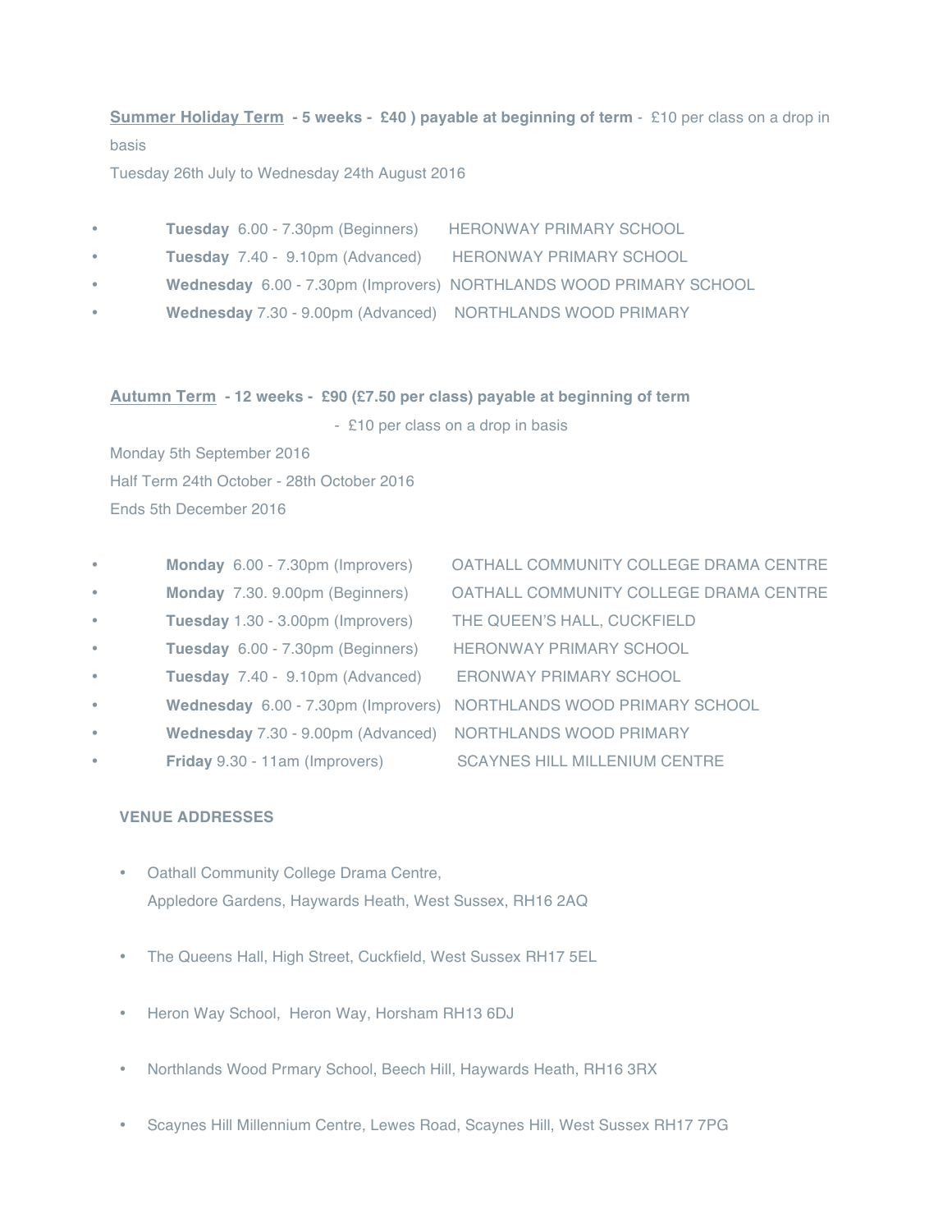**<u>Summer Holiday Term</u> - 5 weeks - £40 ) payable at beginning of term** - £10 per class on a drop in basis

Tuesday 26th July to Wednesday 24th August 2016

- **Tuesday** 6.00 - 7.30pm (Beginners) HERONWAY PRIMARY SCHOOL
- **Tuesday** 7.40 - 9.10pm (Advanced) HERONWAY PRIMARY SCHOOL
- **Wednesday** 6.00 - 7.30pm (Improvers) NORTHLANDS WOOD PRIMARY SCHOOL
- **Wednesday** 7.30 - 9.00pm (Advanced) NORTHLANDS WOOD PRIMARY

**<u>Autumn Term</u> - 12 weeks - £90 (£7.50 per class) payable at beginning of term**

- £10 per class on a drop in basis

Monday 5th September 2016

Half Term 24th October - 28th October 2016

Ends 5th December 2016

- **Monday** 6.00 - 7.30pm (Improvers) OATHALL COMMUNITY COLLEGE DRAMA CENTRE
- **Monday** 7.30. 9.00pm (Beginners) OATHALL COMMUNITY COLLEGE DRAMA CENTRE
- **Tuesday** 1.30 - 3.00pm (Improvers) THE QUEEN'S HALL, CUCKFIELD
- **Tuesday** 6.00 - 7.30pm (Beginners) HERONWAY PRIMARY SCHOOL
- **Tuesday** 7.40 - 9.10pm (Advanced) ERONWAY PRIMARY SCHOOL
- **Wednesday** 6.00 - 7.30pm (Improvers) NORTHLANDS WOOD PRIMARY SCHOOL
- **Wednesday** 7.30 - 9.00pm (Advanced) NORTHLANDS WOOD PRIMARY
- **Friday** 9.30 - 11am (Improvers) SCAYNES HILL MILLENIUM CENTRE

**VENUE ADDRESSES**

- Oathall Community College Drama Centre,
  Appledore Gardens, Haywards Heath, West Sussex, RH16 2AQ
- The Queens Hall, High Street, Cuckfield, West Sussex RH17 5EL
- Heron Way School, Heron Way, Horsham RH13 6DJ
- Northlands Wood Prmary School, Beech Hill, Haywards Heath, RH16 3RX
- Scaynes Hill Millennium Centre, Lewes Road, Scaynes Hill, West Sussex RH17 7PG